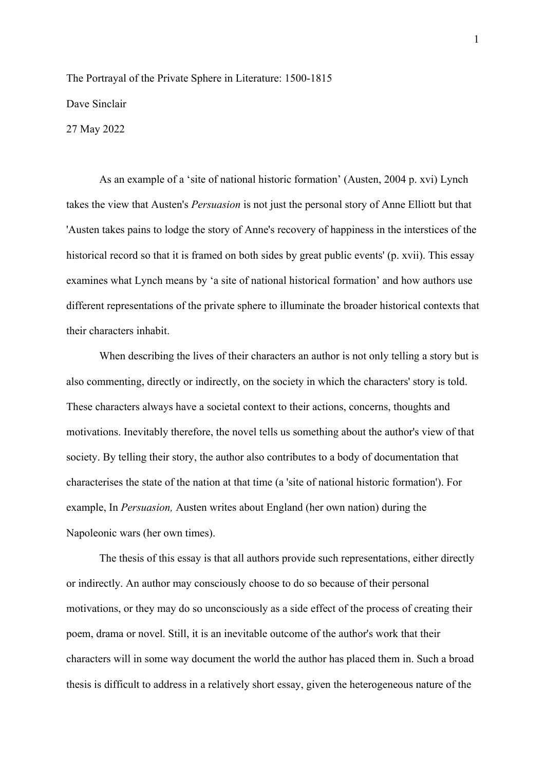The Portrayal of the Private Sphere in Literature: 1500-1815

Dave Sinclair

27 May 2022

As an example of a 'site of national historic formation' (Austen, 2004 p. xvi) Lynch takes the view that Austen's *Persuasion* is not just the personal story of Anne Elliott but that 'Austen takes pains to lodge the story of Anne's recovery of happiness in the interstices of the historical record so that it is framed on both sides by great public events' (p. xvii). This essay examines what Lynch means by 'a site of national historical formation' and how authors use different representations of the private sphere to illuminate the broader historical contexts that their characters inhabit.

When describing the lives of their characters an author is not only telling a story but is also commenting, directly or indirectly, on the society in which the characters' story is told. These characters always have a societal context to their actions, concerns, thoughts and motivations. Inevitably therefore, the novel tells us something about the author's view of that society. By telling their story, the author also contributes to a body of documentation that characterises the state of the nation at that time (a 'site of national historic formation'). For example, In *Persuasion,* Austen writes about England (her own nation) during the Napoleonic wars (her own times).

The thesis of this essay is that all authors provide such representations, either directly or indirectly. An author may consciously choose to do so because of their personal motivations, or they may do so unconsciously as a side effect of the process of creating their poem, drama or novel. Still, it is an inevitable outcome of the author's work that their characters will in some way document the world the author has placed them in. Such a broad thesis is difficult to address in a relatively short essay, given the heterogeneous nature of the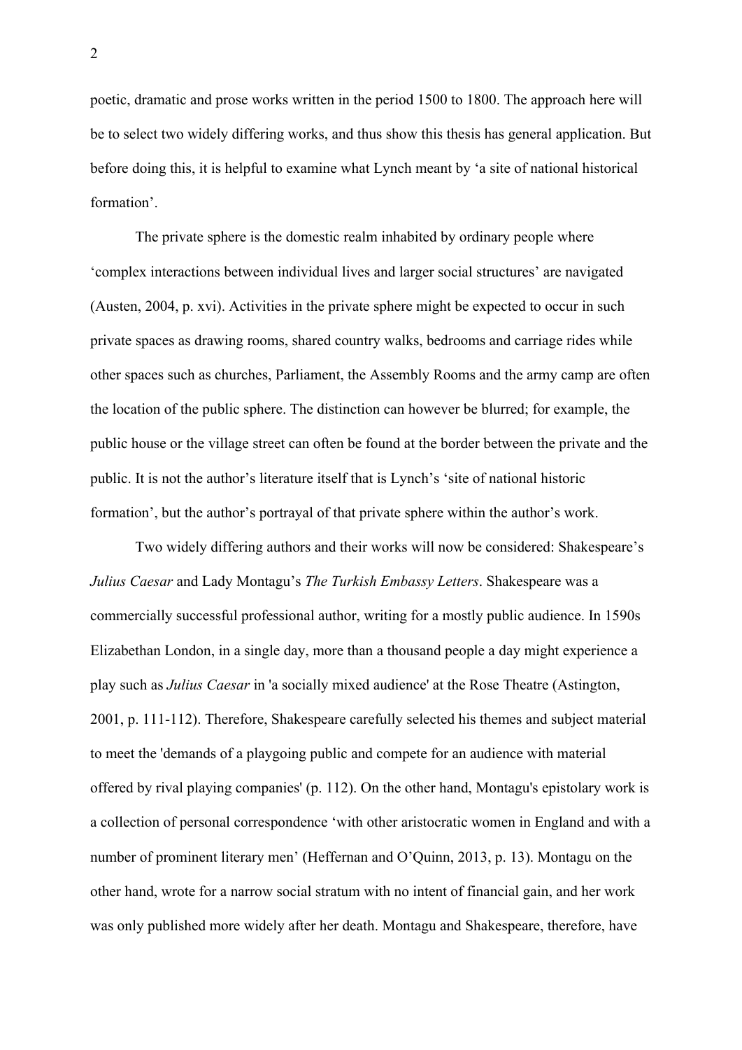poetic, dramatic and prose works written in the period 1500 to 1800. The approach here will be to select two widely differing works, and thus show this thesis has general application. But before doing this, it is helpful to examine what Lynch meant by ‘a site of national historical formation’.

The private sphere is the domestic realm inhabited by ordinary people where ‘complex interactions between individual lives and larger social structures’ are navigated (Austen, 2004, p. xvi). Activities in the private sphere might be expected to occur in such private spaces as drawing rooms, shared country walks, bedrooms and carriage rides while other spaces such as churches, Parliament, the Assembly Rooms and the army camp are often the location of the public sphere. The distinction can however be blurred; for example, the public house or the village street can often be found at the border between the private and the public. It is not the author’s literature itself that is Lynch’s ‘site of national historic formation’, but the author’s portrayal of that private sphere within the author’s work.

Two widely differing authors and their works will now be considered: Shakespeare’s *Julius Caesar* and Lady Montagu’s *The Turkish Embassy Letters*. Shakespeare was a commercially successful professional author, writing for a mostly public audience. In 1590s Elizabethan London, in a single day, more than a thousand people a day might experience a play such as *Julius Caesar* in 'a socially mixed audience' at the Rose Theatre (Astington, 2001, p. 111-112). Therefore, Shakespeare carefully selected his themes and subject material to meet the 'demands of a playgoing public and compete for an audience with material offered by rival playing companies' (p. 112). On the other hand, Montagu's epistolary work is a collection of personal correspondence ‘with other aristocratic women in England and with a number of prominent literary men’ (Heffernan and O’Quinn, 2013, p. 13). Montagu on the other hand, wrote for a narrow social stratum with no intent of financial gain, and her work was only published more widely after her death. Montagu and Shakespeare, therefore, have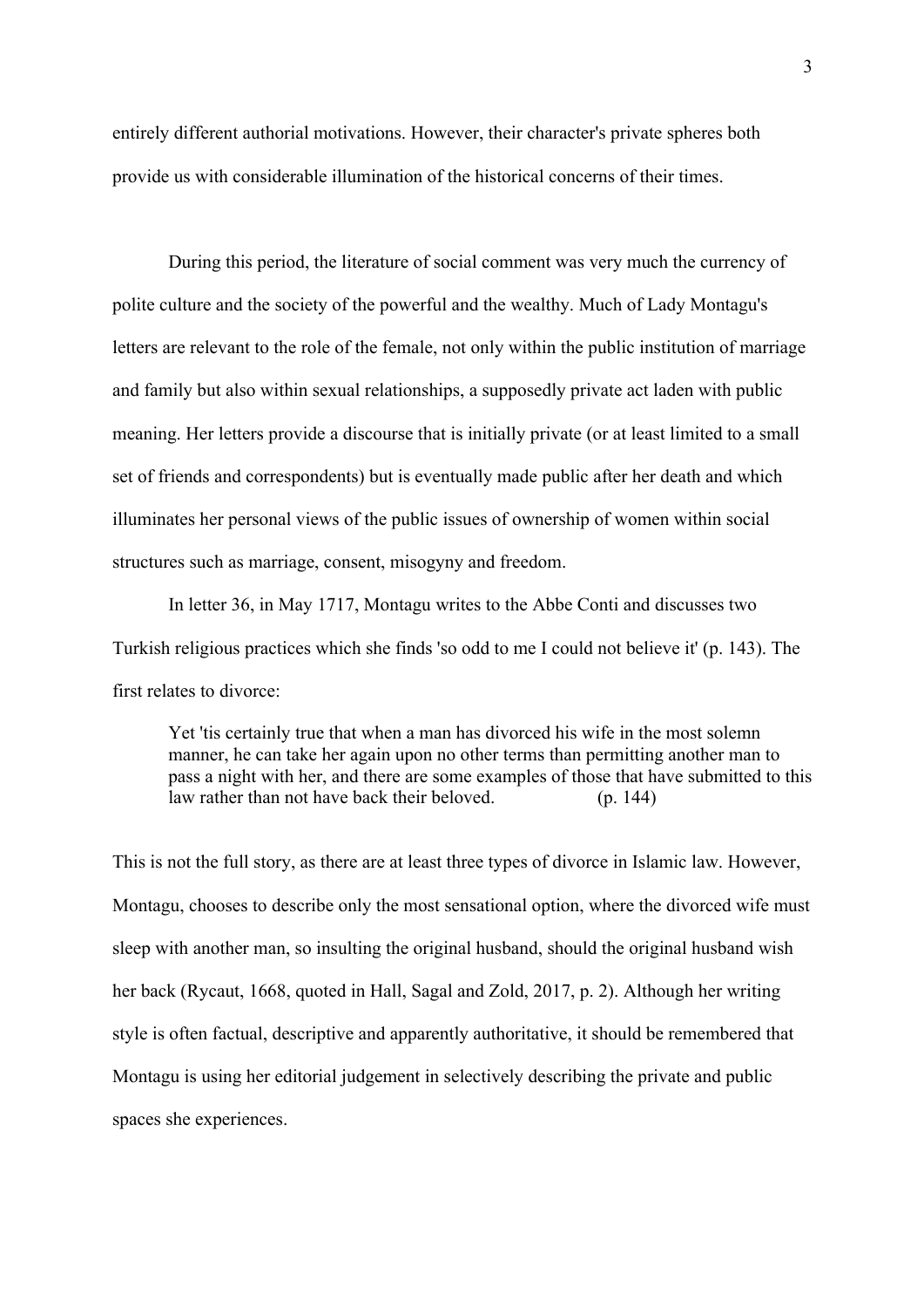entirely different authorial motivations. However, their character's private spheres both provide us with considerable illumination of the historical concerns of their times.

During this period, the literature of social comment was very much the currency of polite culture and the society of the powerful and the wealthy. Much of Lady Montagu's letters are relevant to the role of the female, not only within the public institution of marriage and family but also within sexual relationships, a supposedly private act laden with public meaning. Her letters provide a discourse that is initially private (or at least limited to a small set of friends and correspondents) but is eventually made public after her death and which illuminates her personal views of the public issues of ownership of women within social structures such as marriage, consent, misogyny and freedom.

In letter 36, in May 1717, Montagu writes to the Abbe Conti and discusses two Turkish religious practices which she finds 'so odd to me I could not believe it' (p. 143). The first relates to divorce:

> Yet 'tis certainly true that when a man has divorced his wife in the most solemn manner, he can take her again upon no other terms than permitting another man to pass a night with her, and there are some examples of those that have submitted to this law rather than not have back their beloved. (p. 144)

This is not the full story, as there are at least three types of divorce in Islamic law. However, Montagu, chooses to describe only the most sensational option, where the divorced wife must sleep with another man, so insulting the original husband, should the original husband wish her back (Rycaut, 1668, quoted in Hall, Sagal and Zold, 2017, p. 2). Although her writing style is often factual, descriptive and apparently authoritative, it should be remembered that Montagu is using her editorial judgement in selectively describing the private and public spaces she experiences.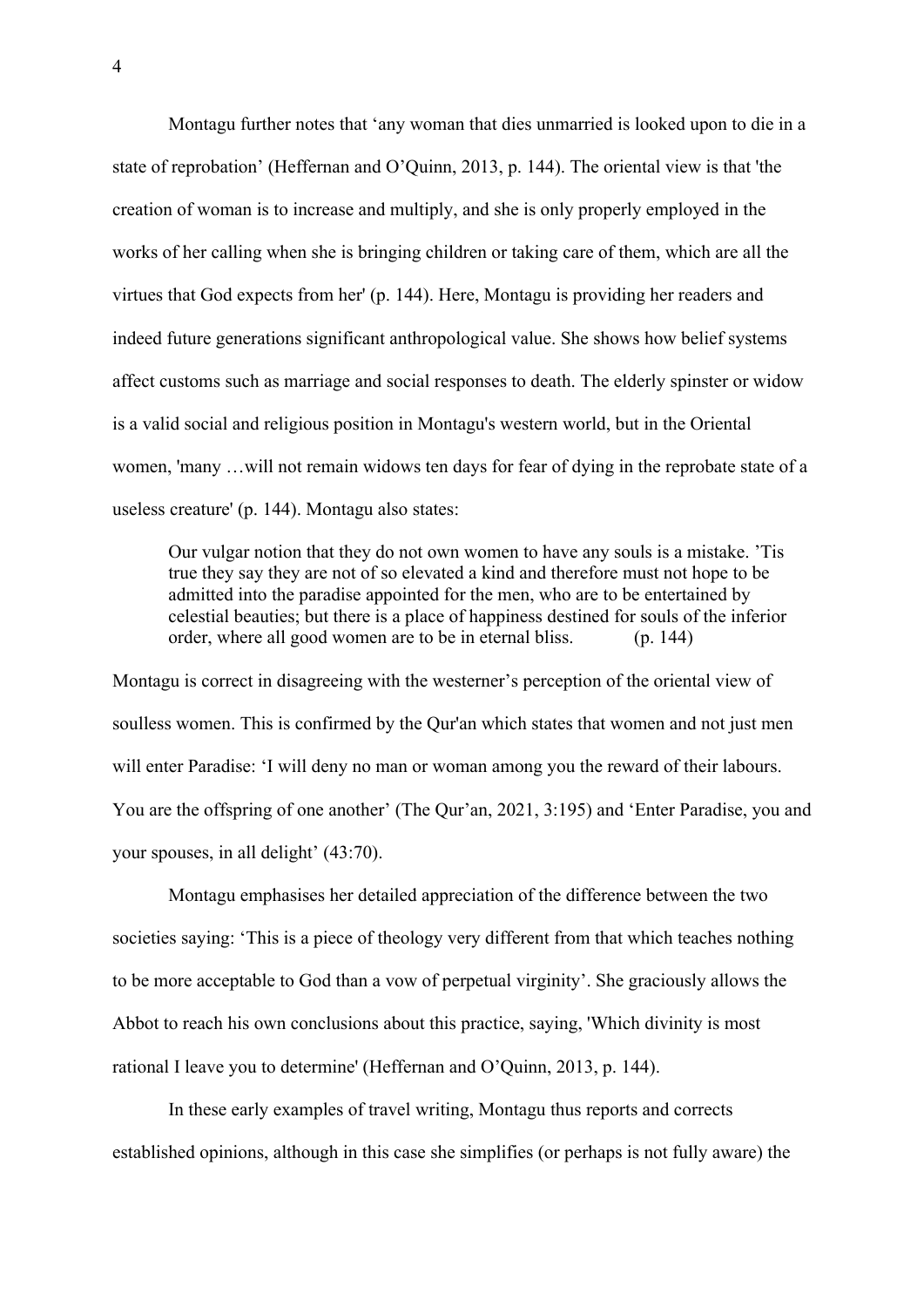Montagu further notes that 'any woman that dies unmarried is looked upon to die in a state of reprobation' (Heffernan and O'Quinn, 2013, p. 144). The oriental view is that 'the creation of woman is to increase and multiply, and she is only properly employed in the works of her calling when she is bringing children or taking care of them, which are all the virtues that God expects from her' (p. 144). Here, Montagu is providing her readers and indeed future generations significant anthropological value. She shows how belief systems affect customs such as marriage and social responses to death. The elderly spinster or widow is a valid social and religious position in Montagu's western world, but in the Oriental women, 'many …will not remain widows ten days for fear of dying in the reprobate state of a useless creature' (p. 144). Montagu also states:

> Our vulgar notion that they do not own women to have any souls is a mistake. 'Tis true they say they are not of so elevated a kind and therefore must not hope to be admitted into the paradise appointed for the men, who are to be entertained by celestial beauties; but there is a place of happiness destined for souls of the inferior order, where all good women are to be in eternal bliss. (p. 144)

Montagu is correct in disagreeing with the westerner's perception of the oriental view of soulless women. This is confirmed by the Qur'an which states that women and not just men will enter Paradise: 'I will deny no man or woman among you the reward of their labours. You are the offspring of one another' (The Qur'an, 2021, 3:195) and 'Enter Paradise, you and your spouses, in all delight' (43:70).

Montagu emphasises her detailed appreciation of the difference between the two societies saying: 'This is a piece of theology very different from that which teaches nothing to be more acceptable to God than a vow of perpetual virginity'. She graciously allows the Abbot to reach his own conclusions about this practice, saying, 'Which divinity is most rational I leave you to determine' (Heffernan and O'Quinn, 2013, p. 144).

In these early examples of travel writing, Montagu thus reports and corrects established opinions, although in this case she simplifies (or perhaps is not fully aware) the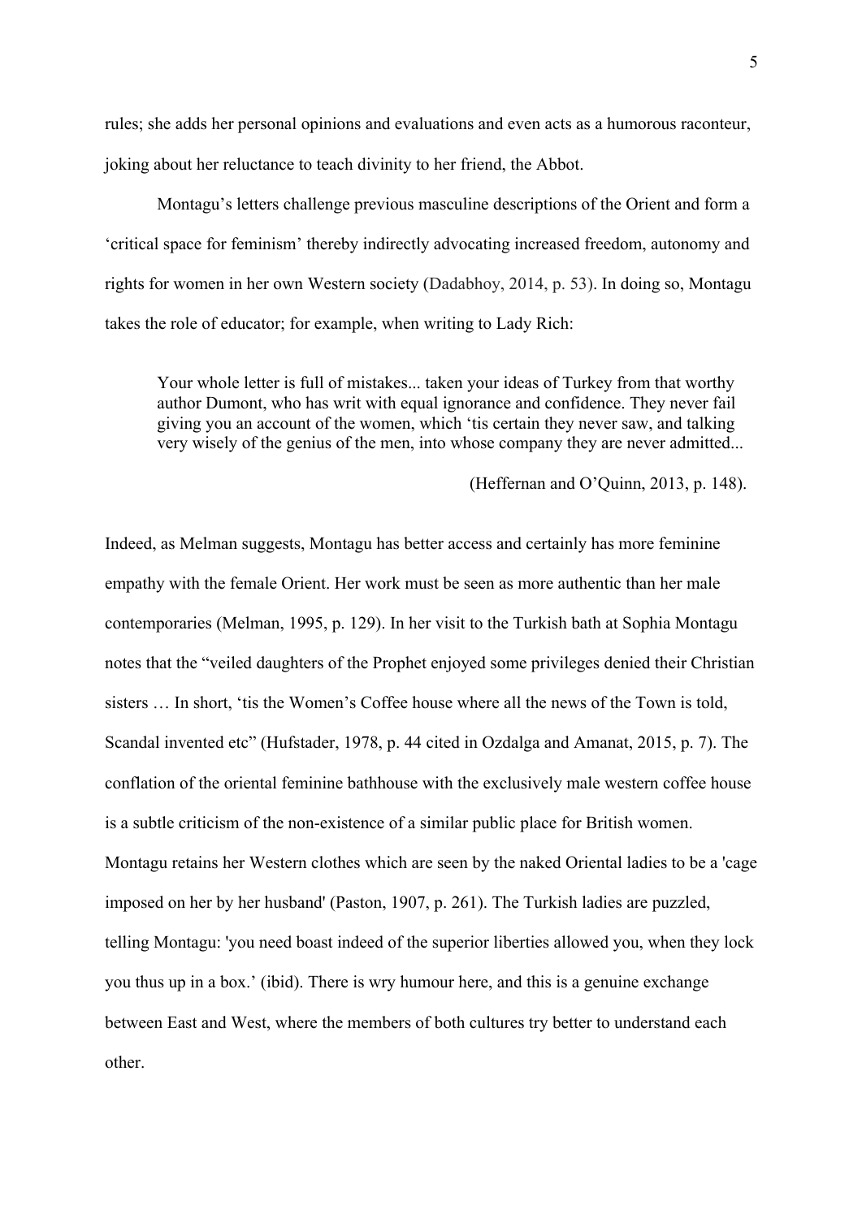rules; she adds her personal opinions and evaluations and even acts as a humorous raconteur, joking about her reluctance to teach divinity to her friend, the Abbot.

Montagu's letters challenge previous masculine descriptions of the Orient and form a 'critical space for feminism' thereby indirectly advocating increased freedom, autonomy and rights for women in her own Western society (Dadabhoy, 2014, p. 53). In doing so, Montagu takes the role of educator; for example, when writing to Lady Rich:

> Your whole letter is full of mistakes... taken your ideas of Turkey from that worthy author Dumont, who has writ with equal ignorance and confidence. They never fail giving you an account of the women, which 'tis certain they never saw, and talking very wisely of the genius of the men, into whose company they are never admitted...
>
> (Heffernan and O'Quinn, 2013, p. 148).

Indeed, as Melman suggests, Montagu has better access and certainly has more feminine empathy with the female Orient. Her work must be seen as more authentic than her male contemporaries (Melman, 1995, p. 129). In her visit to the Turkish bath at Sophia Montagu notes that the "veiled daughters of the Prophet enjoyed some privileges denied their Christian sisters … In short, 'tis the Women's Coffee house where all the news of the Town is told, Scandal invented etc" (Hufstader, 1978, p. 44 cited in Ozdalga and Amanat, 2015, p. 7). The conflation of the oriental feminine bathhouse with the exclusively male western coffee house is a subtle criticism of the non-existence of a similar public place for British women. Montagu retains her Western clothes which are seen by the naked Oriental ladies to be a 'cage imposed on her by her husband' (Paston, 1907, p. 261). The Turkish ladies are puzzled, telling Montagu: 'you need boast indeed of the superior liberties allowed you, when they lock you thus up in a box.' (ibid). There is wry humour here, and this is a genuine exchange between East and West, where the members of both cultures try better to understand each other.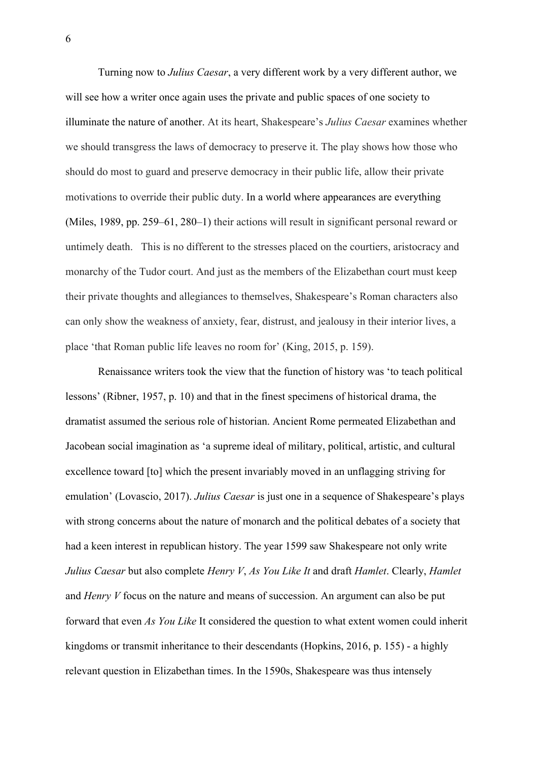Turning now to *Julius Caesar*, a very different work by a very different author, we will see how a writer once again uses the private and public spaces of one society to illuminate the nature of another. At its heart, Shakespeare's *Julius Caesar* examines whether we should transgress the laws of democracy to preserve it. The play shows how those who should do most to guard and preserve democracy in their public life, allow their private motivations to override their public duty. In a world where appearances are everything (Miles, 1989, pp. 259–61, 280–1) their actions will result in significant personal reward or untimely death. This is no different to the stresses placed on the courtiers, aristocracy and monarchy of the Tudor court. And just as the members of the Elizabethan court must keep their private thoughts and allegiances to themselves, Shakespeare's Roman characters also can only show the weakness of anxiety, fear, distrust, and jealousy in their interior lives, a place 'that Roman public life leaves no room for' (King, 2015, p. 159).

Renaissance writers took the view that the function of history was 'to teach political lessons' (Ribner, 1957, p. 10) and that in the finest specimens of historical drama, the dramatist assumed the serious role of historian. Ancient Rome permeated Elizabethan and Jacobean social imagination as 'a supreme ideal of military, political, artistic, and cultural excellence toward [to] which the present invariably moved in an unflagging striving for emulation' (Lovascio, 2017). *Julius Caesar* is just one in a sequence of Shakespeare's plays with strong concerns about the nature of monarch and the political debates of a society that had a keen interest in republican history. The year 1599 saw Shakespeare not only write *Julius Caesar* but also complete *Henry V*, *As You Like It* and draft *Hamlet*. Clearly, *Hamlet* and *Henry V* focus on the nature and means of succession. An argument can also be put forward that even *As You Like* It considered the question to what extent women could inherit kingdoms or transmit inheritance to their descendants (Hopkins, 2016, p. 155) - a highly relevant question in Elizabethan times. In the 1590s, Shakespeare was thus intensely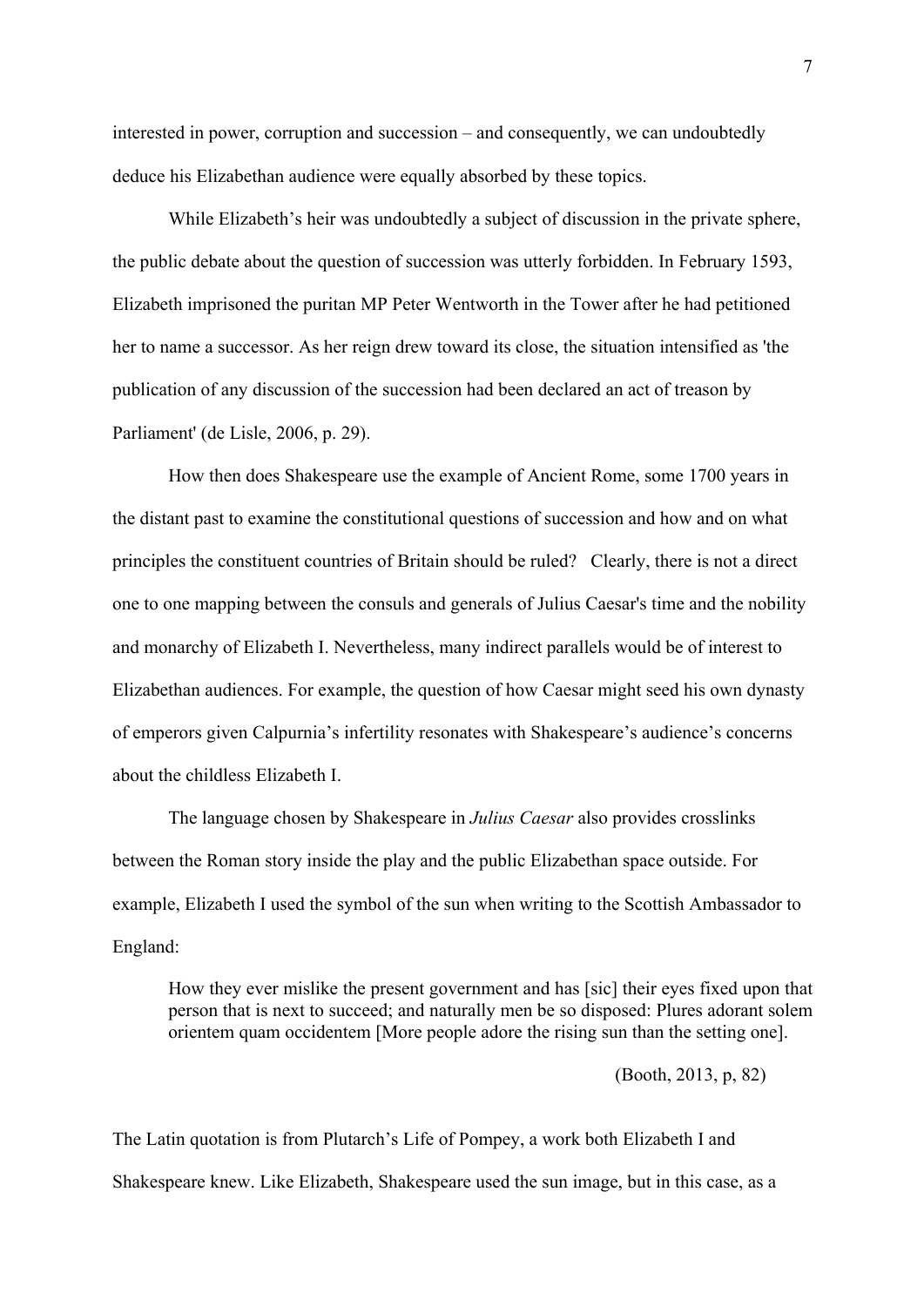interested in power, corruption and succession – and consequently, we can undoubtedly deduce his Elizabethan audience were equally absorbed by these topics.

While Elizabeth's heir was undoubtedly a subject of discussion in the private sphere, the public debate about the question of succession was utterly forbidden. In February 1593, Elizabeth imprisoned the puritan MP Peter Wentworth in the Tower after he had petitioned her to name a successor. As her reign drew toward its close, the situation intensified as 'the publication of any discussion of the succession had been declared an act of treason by Parliament' (de Lisle, 2006, p. 29).

How then does Shakespeare use the example of Ancient Rome, some 1700 years in the distant past to examine the constitutional questions of succession and how and on what principles the constituent countries of Britain should be ruled? Clearly, there is not a direct one to one mapping between the consuls and generals of Julius Caesar's time and the nobility and monarchy of Elizabeth I. Nevertheless, many indirect parallels would be of interest to Elizabethan audiences. For example, the question of how Caesar might seed his own dynasty of emperors given Calpurnia's infertility resonates with Shakespeare's audience's concerns about the childless Elizabeth I.

The language chosen by Shakespeare in *Julius Caesar* also provides crosslinks between the Roman story inside the play and the public Elizabethan space outside. For example, Elizabeth I used the symbol of the sun when writing to the Scottish Ambassador to England:

> How they ever mislike the present government and has [sic] their eyes fixed upon that person that is next to succeed; and naturally men be so disposed: Plures adorant solem orientem quam occidentem [More people adore the rising sun than the setting one].
>
> (Booth, 2013, p, 82)

The Latin quotation is from Plutarch's Life of Pompey, a work both Elizabeth I and Shakespeare knew. Like Elizabeth, Shakespeare used the sun image, but in this case, as a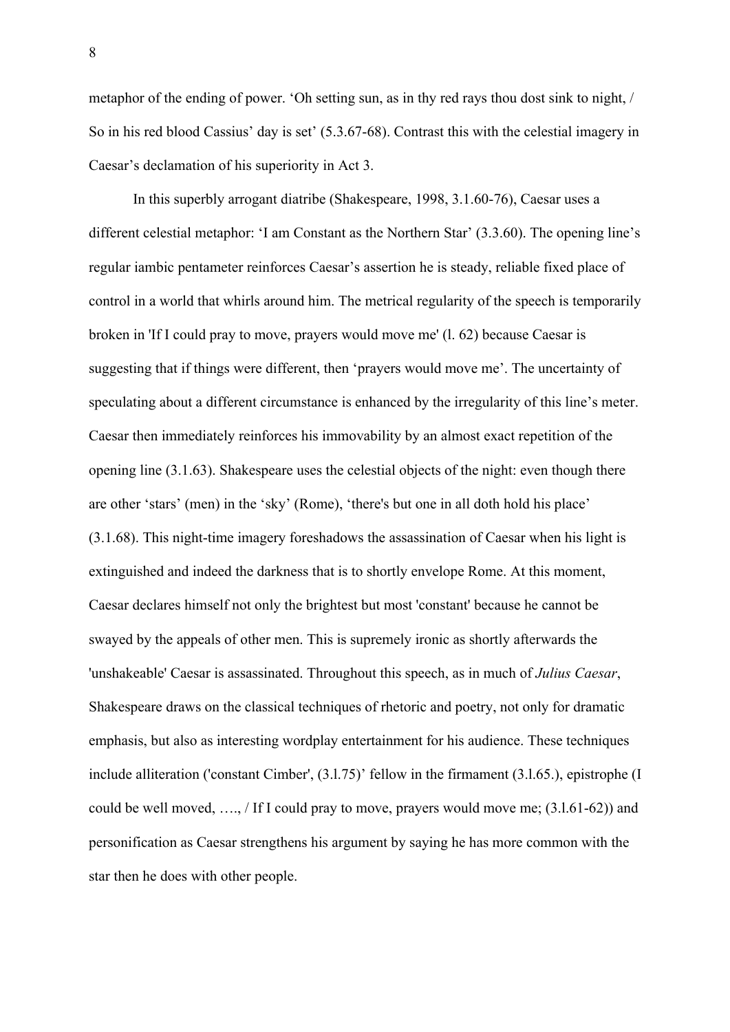metaphor of the ending of power. 'Oh setting sun, as in thy red rays thou dost sink to night, / So in his red blood Cassius' day is set' (5.3.67-68). Contrast this with the celestial imagery in Caesar's declamation of his superiority in Act 3.

In this superbly arrogant diatribe (Shakespeare, 1998, 3.1.60-76), Caesar uses a different celestial metaphor: 'I am Constant as the Northern Star' (3.3.60). The opening line's regular iambic pentameter reinforces Caesar's assertion he is steady, reliable fixed place of control in a world that whirls around him. The metrical regularity of the speech is temporarily broken in 'If I could pray to move, prayers would move me' (l. 62) because Caesar is suggesting that if things were different, then 'prayers would move me'. The uncertainty of speculating about a different circumstance is enhanced by the irregularity of this line's meter. Caesar then immediately reinforces his immovability by an almost exact repetition of the opening line (3.1.63). Shakespeare uses the celestial objects of the night: even though there are other 'stars' (men) in the 'sky' (Rome), 'there's but one in all doth hold his place' (3.1.68). This night-time imagery foreshadows the assassination of Caesar when his light is extinguished and indeed the darkness that is to shortly envelope Rome. At this moment, Caesar declares himself not only the brightest but most 'constant' because he cannot be swayed by the appeals of other men. This is supremely ironic as shortly afterwards the 'unshakeable' Caesar is assassinated. Throughout this speech, as in much of *Julius Caesar*, Shakespeare draws on the classical techniques of rhetoric and poetry, not only for dramatic emphasis, but also as interesting wordplay entertainment for his audience. These techniques include alliteration ('constant Cimber', (3.l.75)' fellow in the firmament (3.l.65.), epistrophe (I could be well moved, …., / If I could pray to move, prayers would move me; (3.l.61-62)) and personification as Caesar strengthens his argument by saying he has more common with the star then he does with other people.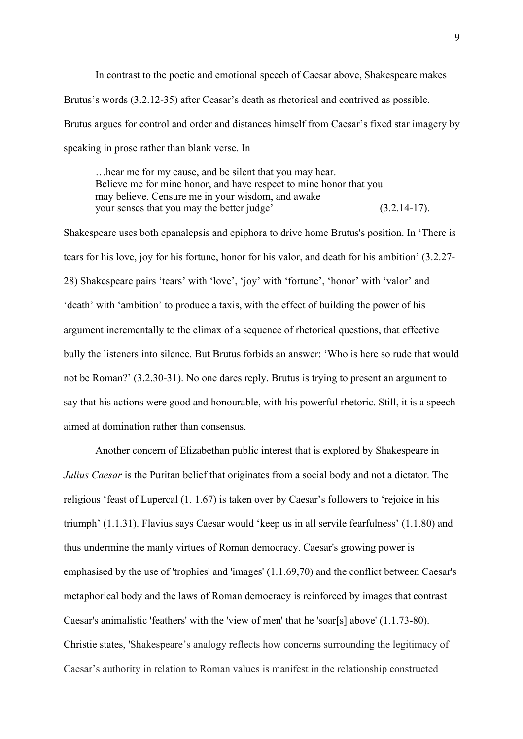In contrast to the poetic and emotional speech of Caesar above, Shakespeare makes Brutus's words (3.2.12-35) after Ceasar's death as rhetorical and contrived as possible. Brutus argues for control and order and distances himself from Caesar's fixed star imagery by speaking in prose rather than blank verse. In

> …hear me for my cause, and be silent that you may hear.
> Believe me for mine honor, and have respect to mine honor that you may believe. Censure me in your wisdom, and awake your senses that you may the better judge' (3.2.14-17).

Shakespeare uses both epanalepsis and epiphora to drive home Brutus's position. In 'There is tears for his love, joy for his fortune, honor for his valor, and death for his ambition' (3.2.27-28) Shakespeare pairs 'tears' with 'love', 'joy' with 'fortune', 'honor' with 'valor' and 'death' with 'ambition' to produce a taxis, with the effect of building the power of his argument incrementally to the climax of a sequence of rhetorical questions, that effective bully the listeners into silence. But Brutus forbids an answer: 'Who is here so rude that would not be Roman?' (3.2.30-31). No one dares reply. Brutus is trying to present an argument to say that his actions were good and honourable, with his powerful rhetoric. Still, it is a speech aimed at domination rather than consensus.

Another concern of Elizabethan public interest that is explored by Shakespeare in *Julius Caesar* is the Puritan belief that originates from a social body and not a dictator. The religious 'feast of Lupercal (1. 1.67) is taken over by Caesar's followers to 'rejoice in his triumph' (1.1.31). Flavius says Caesar would 'keep us in all servile fearfulness' (1.1.80) and thus undermine the manly virtues of Roman democracy. Caesar's growing power is emphasised by the use of 'trophies' and 'images' (1.1.69,70) and the conflict between Caesar's metaphorical body and the laws of Roman democracy is reinforced by images that contrast Caesar's animalistic 'feathers' with the 'view of men' that he 'soar[s] above' (1.1.73-80). Christie states, 'Shakespeare's analogy reflects how concerns surrounding the legitimacy of Caesar's authority in relation to Roman values is manifest in the relationship constructed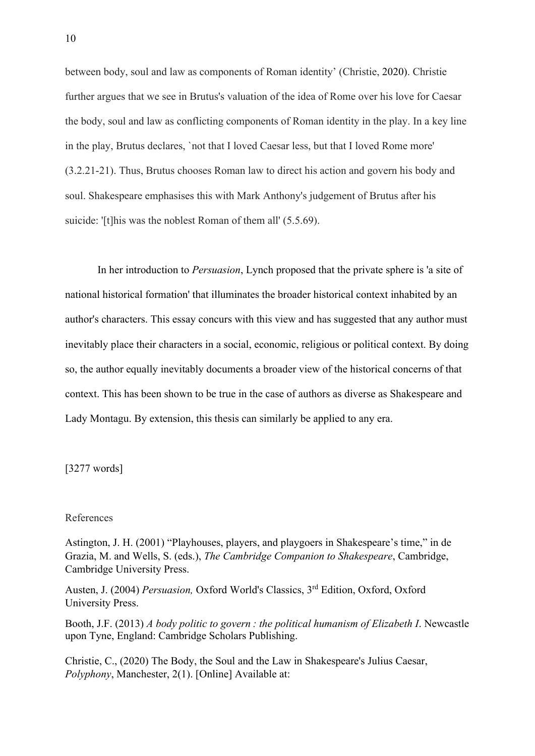between body, soul and law as components of Roman identity' (Christie, 2020). Christie further argues that we see in Brutus's valuation of the idea of Rome over his love for Caesar the body, soul and law as conflicting components of Roman identity in the play. In a key line in the play, Brutus declares, `not that I loved Caesar less, but that I loved Rome more' (3.2.21-21). Thus, Brutus chooses Roman law to direct his action and govern his body and soul. Shakespeare emphasises this with Mark Anthony's judgement of Brutus after his suicide: '[t]his was the noblest Roman of them all' (5.5.69).

In her introduction to *Persuasion*, Lynch proposed that the private sphere is 'a site of national historical formation' that illuminates the broader historical context inhabited by an author's characters. This essay concurs with this view and has suggested that any author must inevitably place their characters in a social, economic, religious or political context. By doing so, the author equally inevitably documents a broader view of the historical concerns of that context. This has been shown to be true in the case of authors as diverse as Shakespeare and Lady Montagu. By extension, this thesis can similarly be applied to any era.

[3277 words]

References

Astington, J. H. (2001) "Playhouses, players, and playgoers in Shakespeare's time," in de Grazia, M. and Wells, S. (eds.), *The Cambridge Companion to Shakespeare*, Cambridge, Cambridge University Press.

Austen, J. (2004) *Persuasion,* Oxford World's Classics, 3rd Edition, Oxford, Oxford University Press.

Booth, J.F. (2013) *A body politic to govern : the political humanism of Elizabeth I*. Newcastle upon Tyne, England: Cambridge Scholars Publishing.

Christie, C., (2020) The Body, the Soul and the Law in Shakespeare's Julius Caesar, *Polyphony*, Manchester, 2(1). [Online] Available at: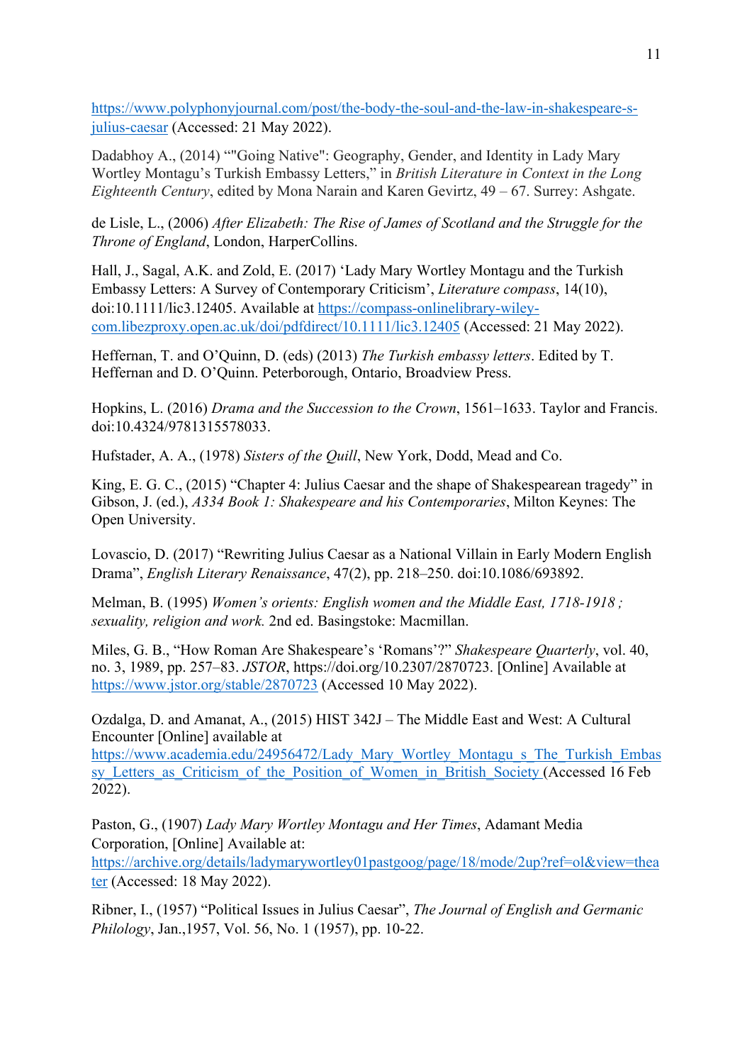https://www.polyphonyjournal.com/post/the-body-the-soul-and-the-law-in-shakespeare-s-julius-caesar (Accessed: 21 May 2022).

Dadabhoy A., (2014) “"Going Native": Geography, Gender, and Identity in Lady Mary Wortley Montagu’s Turkish Embassy Letters,” in *British Literature in Context in the Long Eighteenth Century*, edited by Mona Narain and Karen Gevirtz, 49 – 67. Surrey: Ashgate.

de Lisle, L., (2006) *After Elizabeth: The Rise of James of Scotland and the Struggle for the Throne of England*, London, HarperCollins.

Hall, J., Sagal, A.K. and Zold, E. (2017) ‘Lady Mary Wortley Montagu and the Turkish Embassy Letters: A Survey of Contemporary Criticism’, *Literature compass*, 14(10), doi:10.1111/lic3.12405. Available at https://compass-onlinelibrary-wiley-com.libezproxy.open.ac.uk/doi/pdfdirect/10.1111/lic3.12405 (Accessed: 21 May 2022).

Heffernan, T. and O’Quinn, D. (eds) (2013) *The Turkish embassy letters*. Edited by T. Heffernan and D. O’Quinn. Peterborough, Ontario, Broadview Press.

Hopkins, L. (2016) *Drama and the Succession to the Crown*, 1561–1633. Taylor and Francis. doi:10.4324/9781315578033.

Hufstader, A. A., (1978) *Sisters of the Quill*, New York, Dodd, Mead and Co.

King, E. G. C., (2015) “Chapter 4: Julius Caesar and the shape of Shakespearean tragedy” in Gibson, J. (ed.), *A334 Book 1: Shakespeare and his Contemporaries*, Milton Keynes: The Open University.

Lovascio, D. (2017) “Rewriting Julius Caesar as a National Villain in Early Modern English Drama”, *English Literary Renaissance*, 47(2), pp. 218–250. doi:10.1086/693892.

Melman, B. (1995) *Women’s orients: English women and the Middle East, 1718-1918 ; sexuality, religion and work.* 2nd ed. Basingstoke: Macmillan.

Miles, G. B., “How Roman Are Shakespeare’s ‘Romans’?” *Shakespeare Quarterly*, vol. 40, no. 3, 1989, pp. 257–83. *JSTOR*, https://doi.org/10.2307/2870723. [Online] Available at https://www.jstor.org/stable/2870723 (Accessed 10 May 2022).

Ozdalga, D. and Amanat, A., (2015) HIST 342J – The Middle East and West: A Cultural Encounter [Online] available at https://www.academia.edu/24956472/Lady_Mary_Wortley_Montagu_s_The_Turkish_Embassy_Letters_as_Criticism_of_the_Position_of_Women_in_British_Society (Accessed 16 Feb 2022).

Paston, G., (1907) *Lady Mary Wortley Montagu and Her Times*, Adamant Media Corporation, [Online] Available at: https://archive.org/details/ladymarywortley01pastgoog/page/18/mode/2up?ref=ol&view=theater (Accessed: 18 May 2022).

Ribner, I., (1957) “Political Issues in Julius Caesar”, *The Journal of English and Germanic Philology*, Jan.,1957, Vol. 56, No. 1 (1957), pp. 10-22.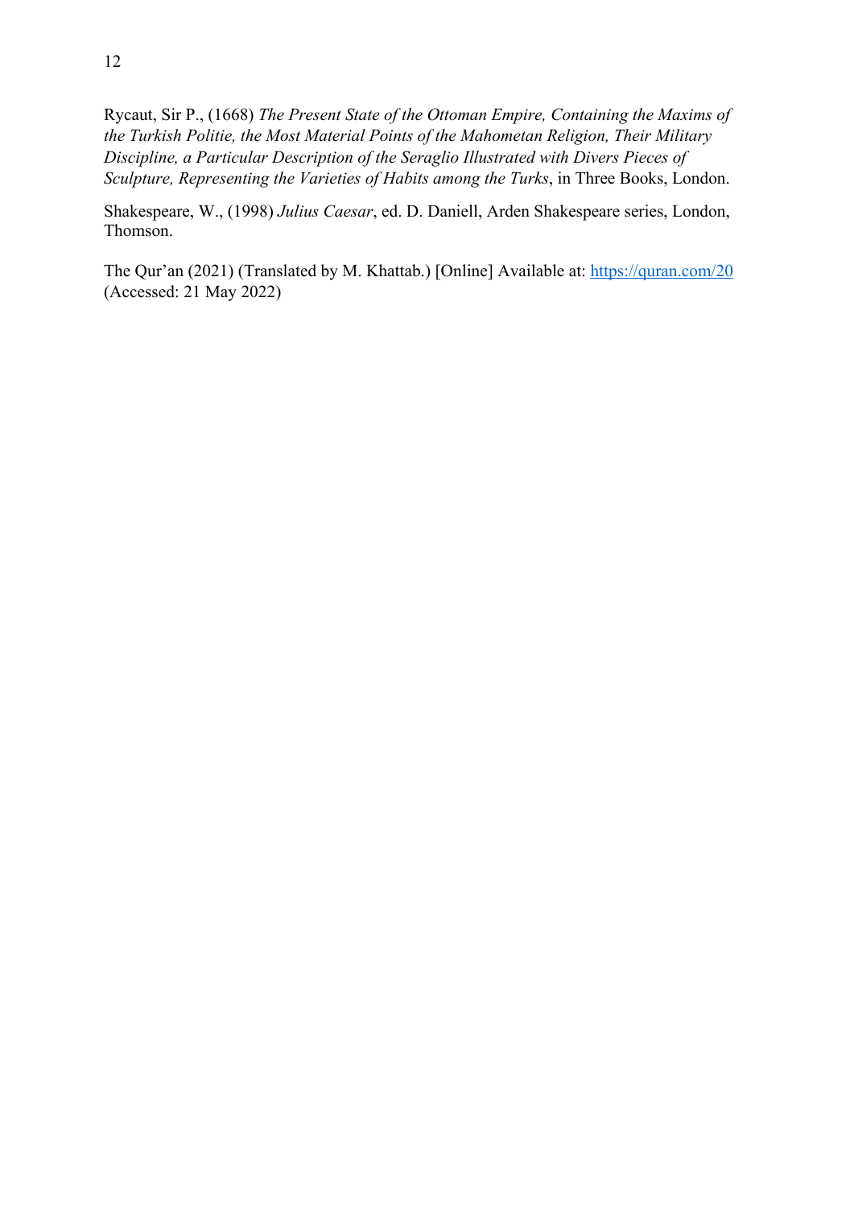Rycaut, Sir P., (1668) *The Present State of the Ottoman Empire, Containing the Maxims of the Turkish Politie, the Most Material Points of the Mahometan Religion, Their Military Discipline, a Particular Description of the Seraglio Illustrated with Divers Pieces of Sculpture, Representing the Varieties of Habits among the Turks*, in Three Books, London.

Shakespeare, W., (1998) *Julius Caesar*, ed. D. Daniell, Arden Shakespeare series, London, Thomson.

The Qur'an (2021) (Translated by M. Khattab.) [Online] Available at: https://quran.com/20 (Accessed: 21 May 2022)